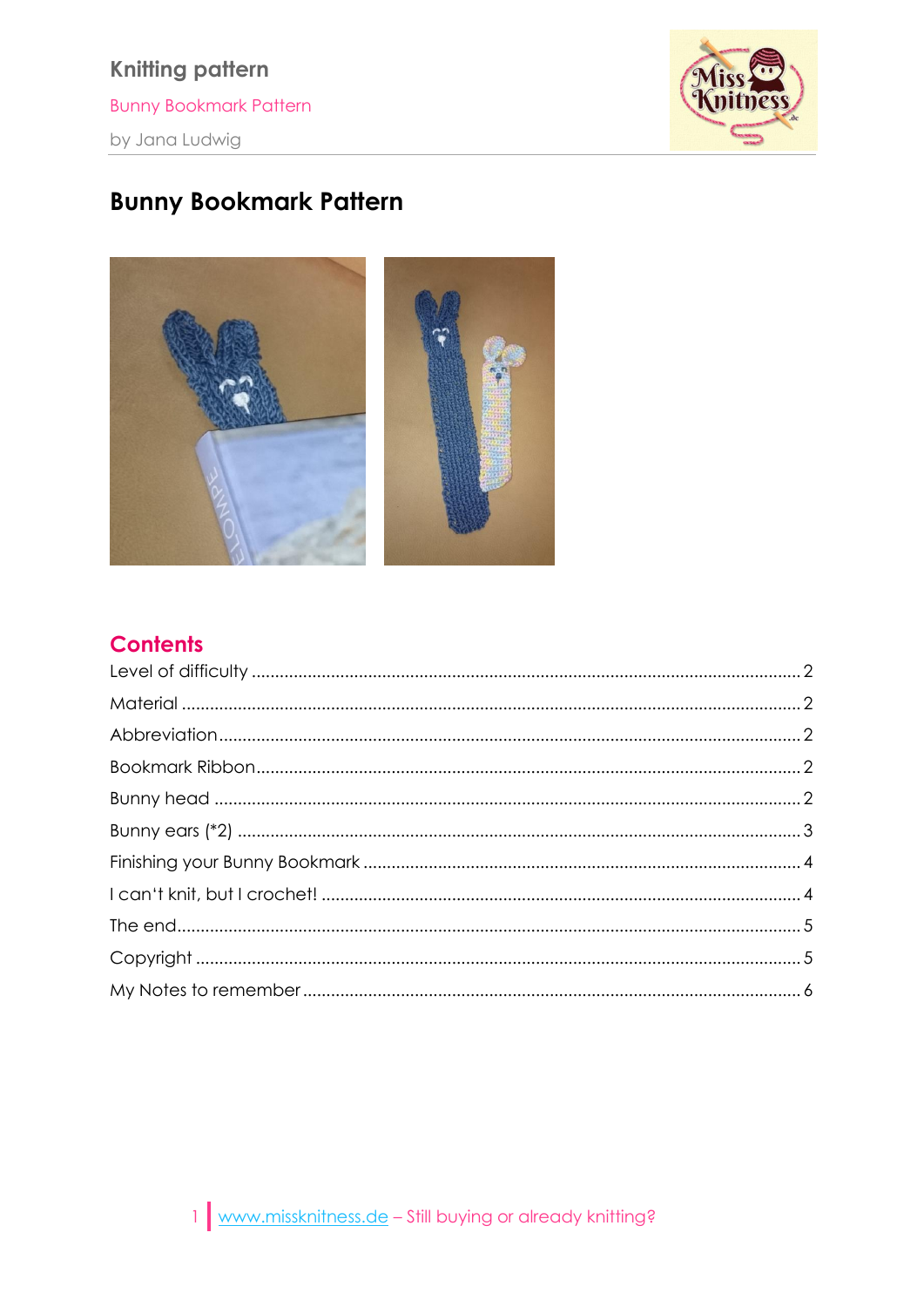# Bunny Bookmark Pattern

## Contents

- Level of difficulty ..... 2
- Material ..... 2
- Abbreviation ..... 2
- Bookmark Ribbon ..... 2
- Bunny head ..... 2
- Bunny ears (*2) ..... 3
- Finishing your Bunny Bookmark ..... 4
- I can't knit, but I crochet! ..... 4
- The end ..... 5
- Copyright ..... 5
- My Notes to remember ..... 6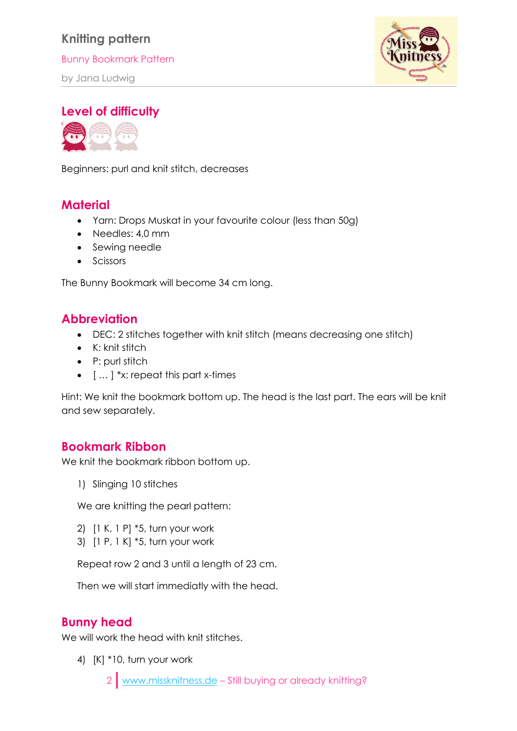# Knitting pattern

Bunny Bookmark Pattern

by Jana Ludwig

## Level of difficulty

Beginners: purl and knit stitch, decreases

## Material

- Yarn: Drops Muskat in your favourite colour (less than 50g)
- Needles: 4,0 mm
- Sewing needle
- Scissors

The Bunny Bookmark will become 34 cm long.

## Abbreviation

- DEC: 2 stitches together with knit stitch (means decreasing one stitch)
- K: knit stitch
- P: purl stitch
- [ … ] *x: repeat this part x-times

Hint: We knit the bookmark bottom up. The head is the last part. The ears will be knit and sew separately.

## Bookmark Ribbon

We knit the bookmark ribbon bottom up.

1) Slinging 10 stitches

We are knitting the pearl pattern:

2) [1 K, 1 P] *5, turn your work
3) [1 P, 1 K] *5, turn your work

Repeat row 2 and 3 until a length of 23 cm.

Then we will start immediatly with the head.

## Bunny head

We will work the head with knit stitches.

4) [K] *10, turn your work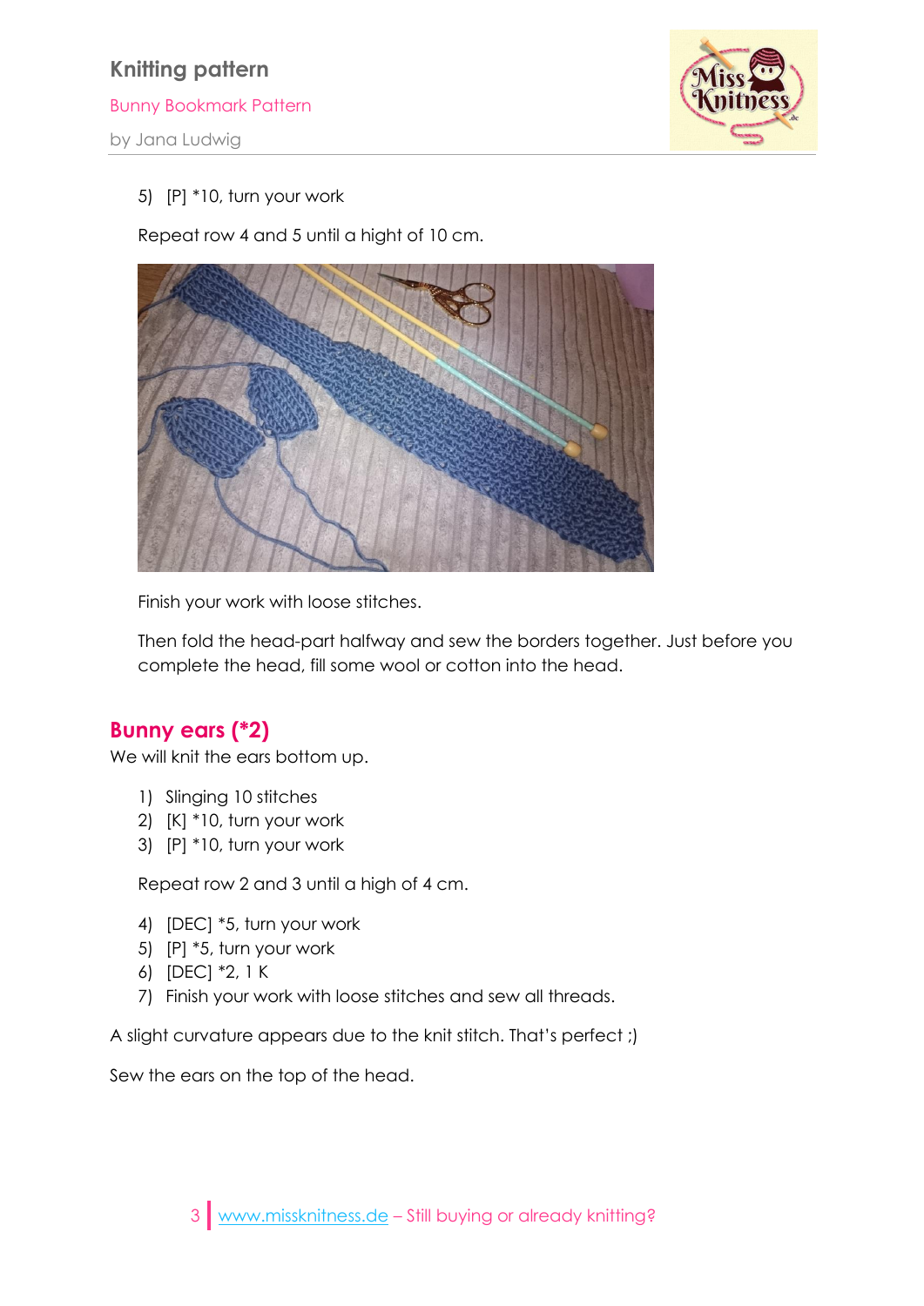5) [P] *10, turn your work

Repeat row 4 and 5 until a hight of 10 cm.

Finish your work with loose stitches.

Then fold the head-part halfway and sew the borders together. Just before you complete the head, fill some wool or cotton into the head.

## Bunny ears (*2)

We will knit the ears bottom up.

1) Slinging 10 stitches
2) [K] *10, turn your work
3) [P] *10, turn your work

Repeat row 2 and 3 until a high of 4 cm.

4) [DEC] *5, turn your work
5) [P] *5, turn your work
6) [DEC] *2, 1 K
7) Finish your work with loose stitches and sew all threads.

A slight curvature appears due to the knit stitch. That's perfect ;)

Sew the ears on the top of the head.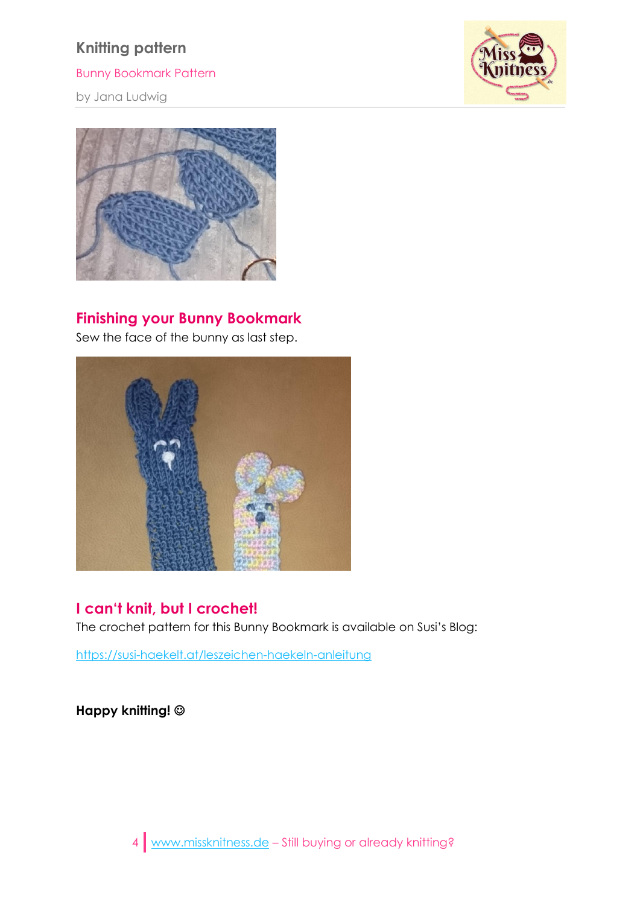## Finishing your Bunny Bookmark

Sew the face of the bunny as last step.

## I can't knit, but I crochet!

The crochet pattern for this Bunny Bookmark is available on Susi's Blog:

https://susi-haekelt.at/leszeichen-haekeln-anleitung

**Happy knitting! ☺**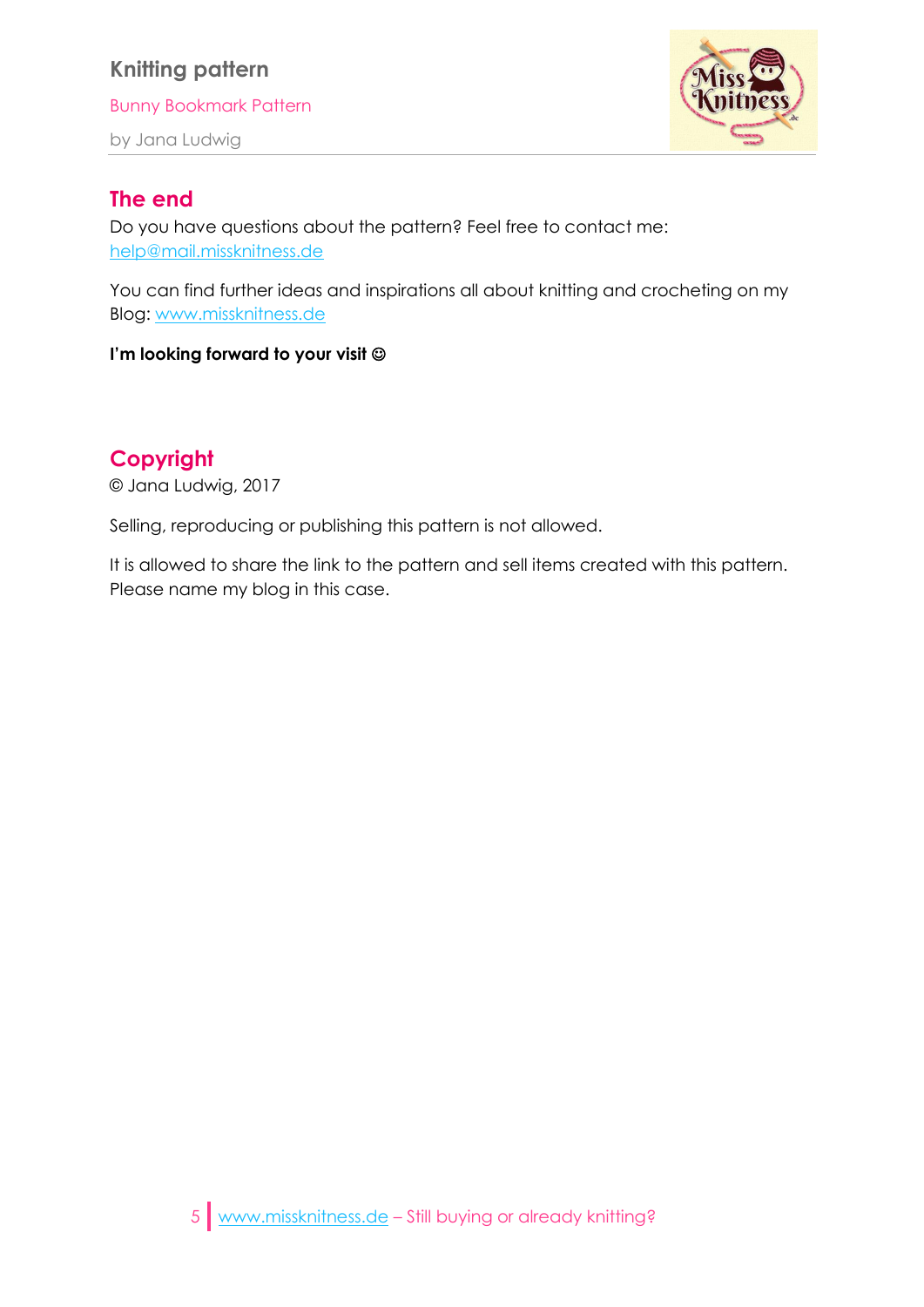## The end

Do you have questions about the pattern? Feel free to contact me: help@mail.missknitness.de

You can find further ideas and inspirations all about knitting and crocheting on my Blog: www.missknitness.de

**I'm looking forward to your visit ☺**

## Copyright

© Jana Ludwig, 2017

Selling, reproducing or publishing this pattern is not allowed.

It is allowed to share the link to the pattern and sell items created with this pattern. Please name my blog in this case.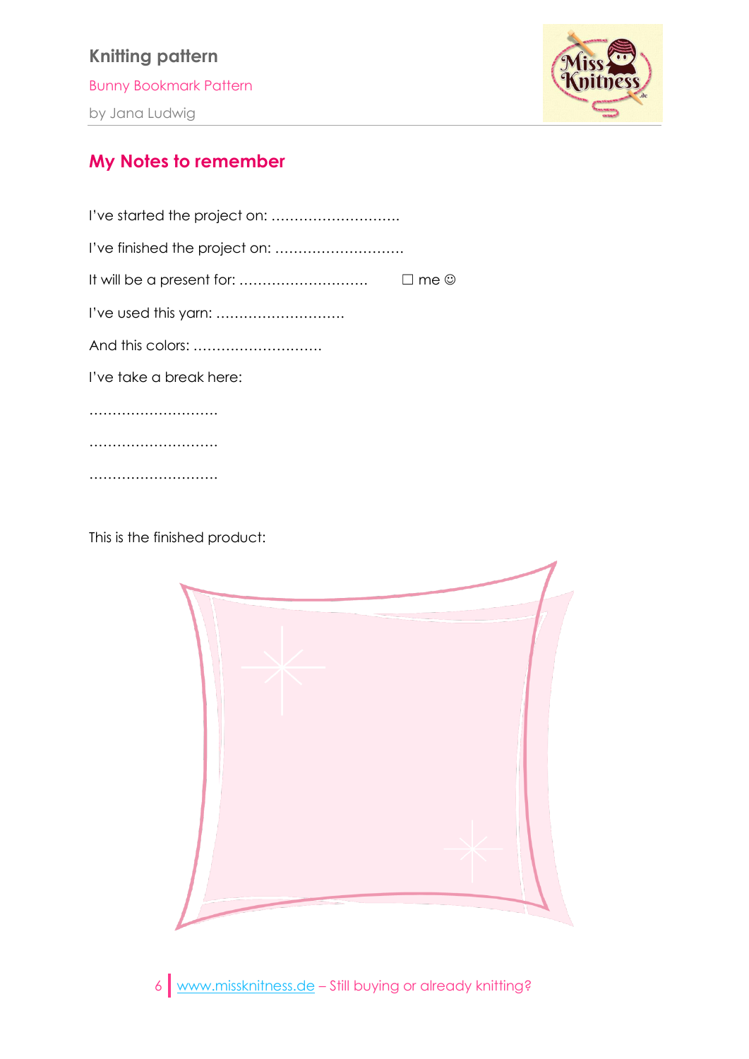## My Notes to remember

I've started the project on: ……………………….

I've finished the project on: ……………………….

It will be a present for: ……………………….  ☐ me ☺

I've used this yarn: ……………………….

And this colors: ……………………….

I've take a break here:

……………………….

……………………….

……………………….

This is the finished product: